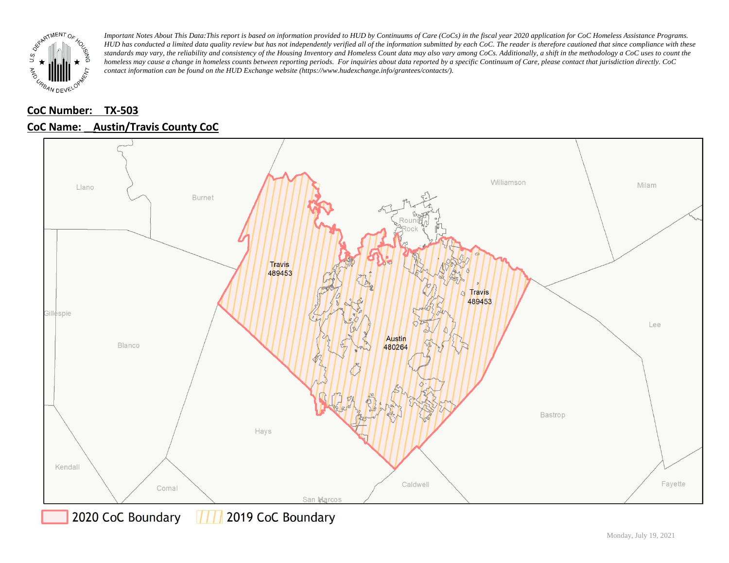*Important Notes About This Data: This report is based on information provided to HUD by Continuums of Care (CoCs) in the fiscal year 2020 application for CoC Homeless Assistance Programs. HUD has conducted a limited data quality review but has not independently verified all of the information submitted by each CoC. The reader is therefore cautioned that since compliance with these standards may vary, the reliability and consistency of the Housing Inventory and Homeless Count data may also vary among CoCs. Additionally, a shift in the methodology a CoC uses to count the homeless may cause a change in homeless counts between reporting periods. For inquiries about data reported by a specific Continuum of Care, please contact that jurisdiction directly. CoC contact information can be found on the HUD Exchange website (https://www.hudexchange.info/grantees/contacts/).*

**CoC Number: TX-503**

**CoC Name: Austin/Travis County CoC**

Llano, Burnet, Williamson, Milam, Round Rock, Travis 489453, Travis 489453, Gillespie, Blanco, Austin 480264, Lee, Bastrop, Hays, Kendall, Comal, Caldwell, Fayette, San Marcos

2020 CoC Boundary | 2019 CoC Boundary

Monday, July 19, 2021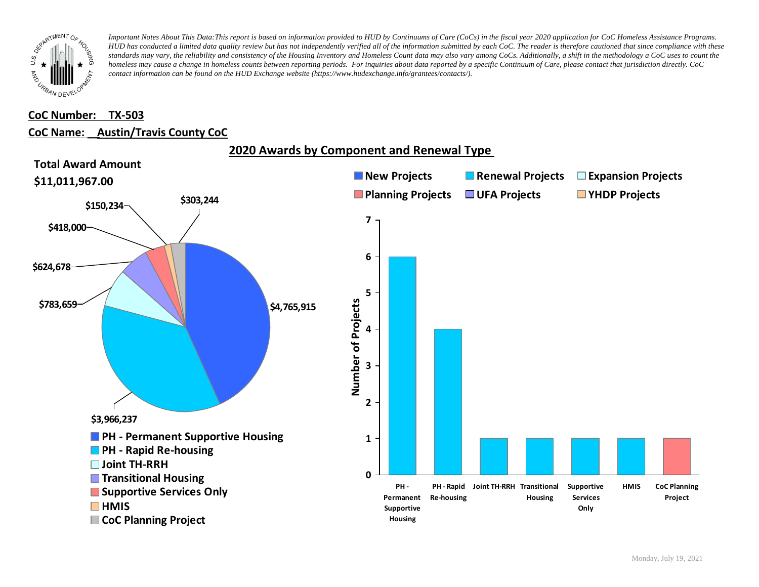*Important Notes About This Data: This report is based on information provided to HUD by Continuums of Care (CoCs) in the fiscal year 2020 application for CoC Homeless Assistance Programs. HUD has conducted a limited data quality review but has not independently verified all of the information submitted by each CoC. The reader is therefore cautioned that since compliance with these standards may vary, the reliability and consistency of the Housing Inventory and Homeless Count data may also vary among CoCs. Additionally, a shift in the methodology a CoC uses to count the homeless may cause a change in homeless counts between reporting periods. For inquiries about data reported by a specific Continuum of Care, please contact that jurisdiction directly. CoC contact information can be found on the HUD Exchange website (https://www.hudexchange.info/grantees/contacts/).*

**CoC Number: TX-503**

**CoC Name: Austin/Travis County CoC**

## 2020 Awards by Component and Renewal Type

**Total Award Amount**

**$11,011,967.00**

| Component | Award Amount |
|---|---|
| PH - Permanent Supportive Housing | $4,765,915 |
| PH - Rapid Re-housing | $3,966,237 |
| Joint TH-RRH | $783,659 |
| Transitional Housing | $624,678 |
| Supportive Services Only | $418,000 |
| HMIS | $150,234 |
| CoC Planning Project | $303,244 |

Number of Projects by Component and Renewal Type (New Projects, Renewal Projects, Expansion Projects, Planning Projects, UFA Projects, YHDP Projects)

| Component | Renewal Projects | Planning Projects |
|---|---|---|
| PH - Permanent Supportive Housing | 6 | |
| PH - Rapid Re-housing | 4 | |
| Joint TH-RRH | 1 | |
| Transitional Housing | 1 | |
| Supportive Services Only | 1 | |
| HMIS | 1 | |
| CoC Planning Project | | 1 |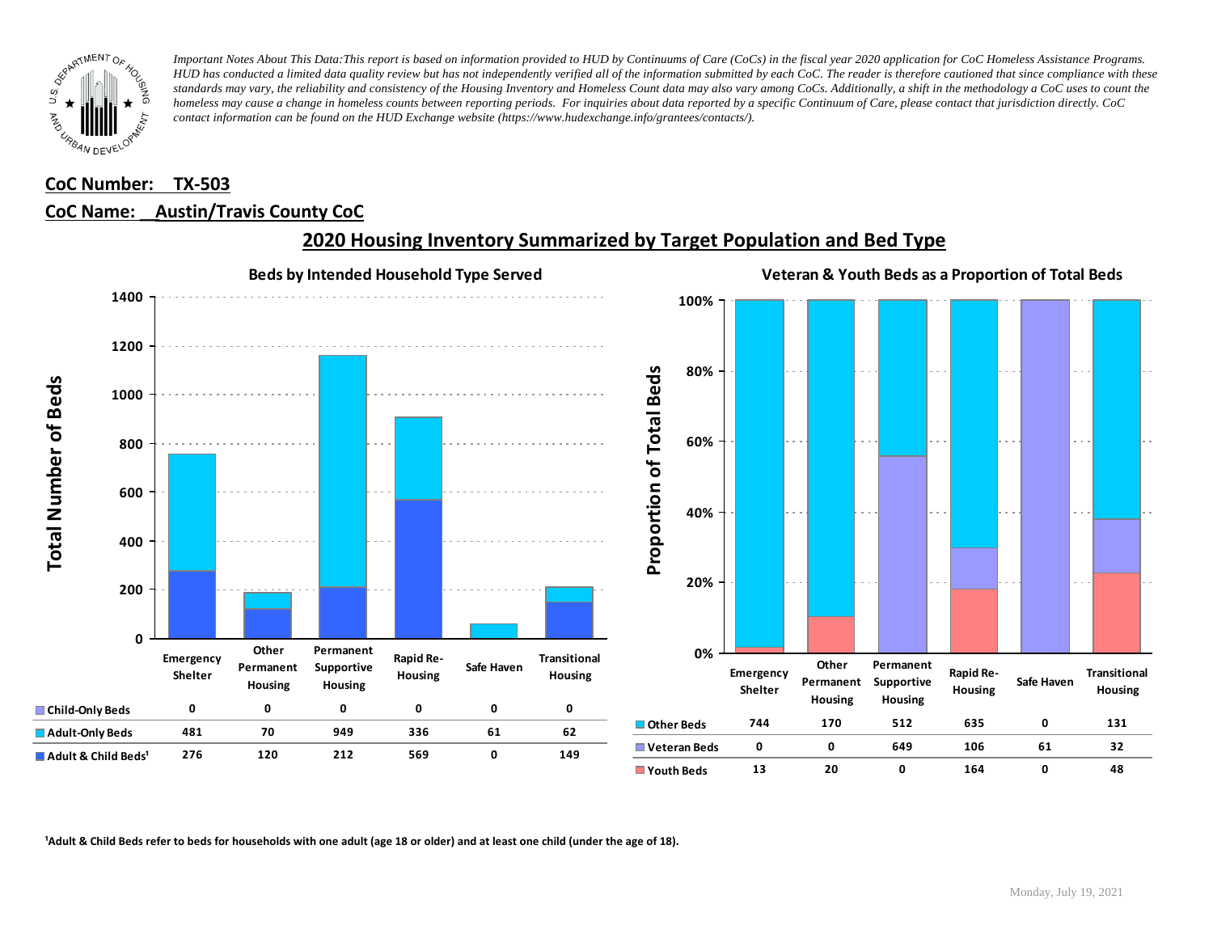*Important Notes About This Data: This report is based on information provided to HUD by Continuums of Care (CoCs) in the fiscal year 2020 application for CoC Homeless Assistance Programs. HUD has conducted a limited data quality review but has not independently verified all of the information submitted by each CoC. The reader is therefore cautioned that since compliance with these standards may vary, the reliability and consistency of the Housing Inventory and Homeless Count data may also vary among CoCs. Additionally, a shift in the methodology a CoC uses to count the homeless may cause a change in homeless counts between reporting periods. For inquiries about data reported by a specific Continuum of Care, please contact that jurisdiction directly. CoC contact information can be found on the HUD Exchange website (https://www.hudexchange.info/grantees/contacts/).*

**CoC Number: TX-503**

**CoC Name: Austin/Travis County CoC**

## 2020 Housing Inventory Summarized by Target Population and Bed Type

### Beds by Intended Household Type Served

| | Emergency Shelter | Other Permanent Housing | Permanent Supportive Housing | Rapid Re-Housing | Safe Haven | Transitional Housing |
|---|---|---|---|---|---|---|
| Child-Only Beds | 0 | 0 | 0 | 0 | 0 | 0 |
| Adult-Only Beds | 481 | 70 | 949 | 336 | 61 | 62 |
| Adult & Child Beds[1] | 276 | 120 | 212 | 569 | 0 | 149 |

### Veteran & Youth Beds as a Proportion of Total Beds

| | Emergency Shelter | Other Permanent Housing | Permanent Supportive Housing | Rapid Re-Housing | Safe Haven | Transitional Housing |
|---|---|---|---|---|---|---|
| Other Beds | 744 | 170 | 512 | 635 | 0 | 131 |
| Veteran Beds | 0 | 0 | 649 | 106 | 61 | 32 |
| Youth Beds | 13 | 20 | 0 | 164 | 0 | 48 |

[1]Adult & Child Beds refer to beds for households with one adult (age 18 or older) and at least one child (under the age of 18).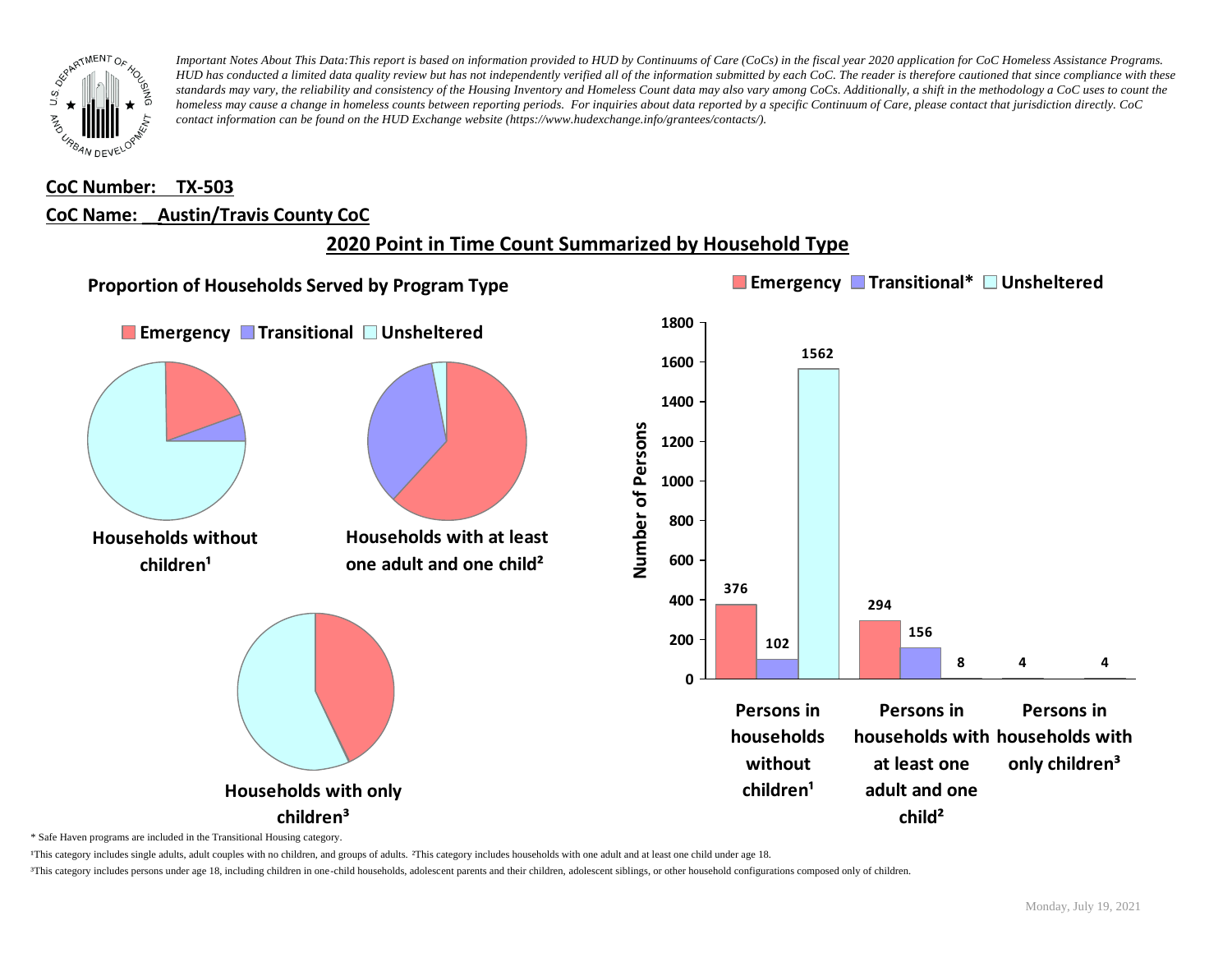*Important Notes About This Data:This report is based on information provided to HUD by Continuums of Care (CoCs) in the fiscal year 2020 application for CoC Homeless Assistance Programs. HUD has conducted a limited data quality review but has not independently verified all of the information submitted by each CoC. The reader is therefore cautioned that since compliance with these standards may vary, the reliability and consistency of the Housing Inventory and Homeless Count data may also vary among CoCs. Additionally, a shift in the methodology a CoC uses to count the homeless may cause a change in homeless counts between reporting periods. For inquiries about data reported by a specific Continuum of Care, please contact that jurisdiction directly. CoC contact information can be found on the HUD Exchange website (https://www.hudexchange.info/grantees/contacts/).*

**CoC Number: TX-503**

**CoC Name: Austin/Travis County CoC**

## 2020 Point in Time Count Summarized by Household Type

### Proportion of Households Served by Program Type

Emergency | Transitional | Unsheltered

Households without children¹

Households with at least one adult and one child²

Households with only children³

| | Emergency | Transitional* | Unsheltered |
|---|---|---|---|
| Persons in households without children¹ | 376 | 102 | 1562 |
| Persons in households with at least one adult and one child² | 294 | 156 | 8 |
| Persons in households with only children³ | 4 | | 4 |

\* Safe Haven programs are included in the Transitional Housing category.

¹This category includes single adults, adult couples with no children, and groups of adults. ²This category includes households with one adult and at least one child under age 18.

³This category includes persons under age 18, including children in one-child households, adolescent parents and their children, adolescent siblings, or other household configurations composed only of children.

Monday, July 19, 2021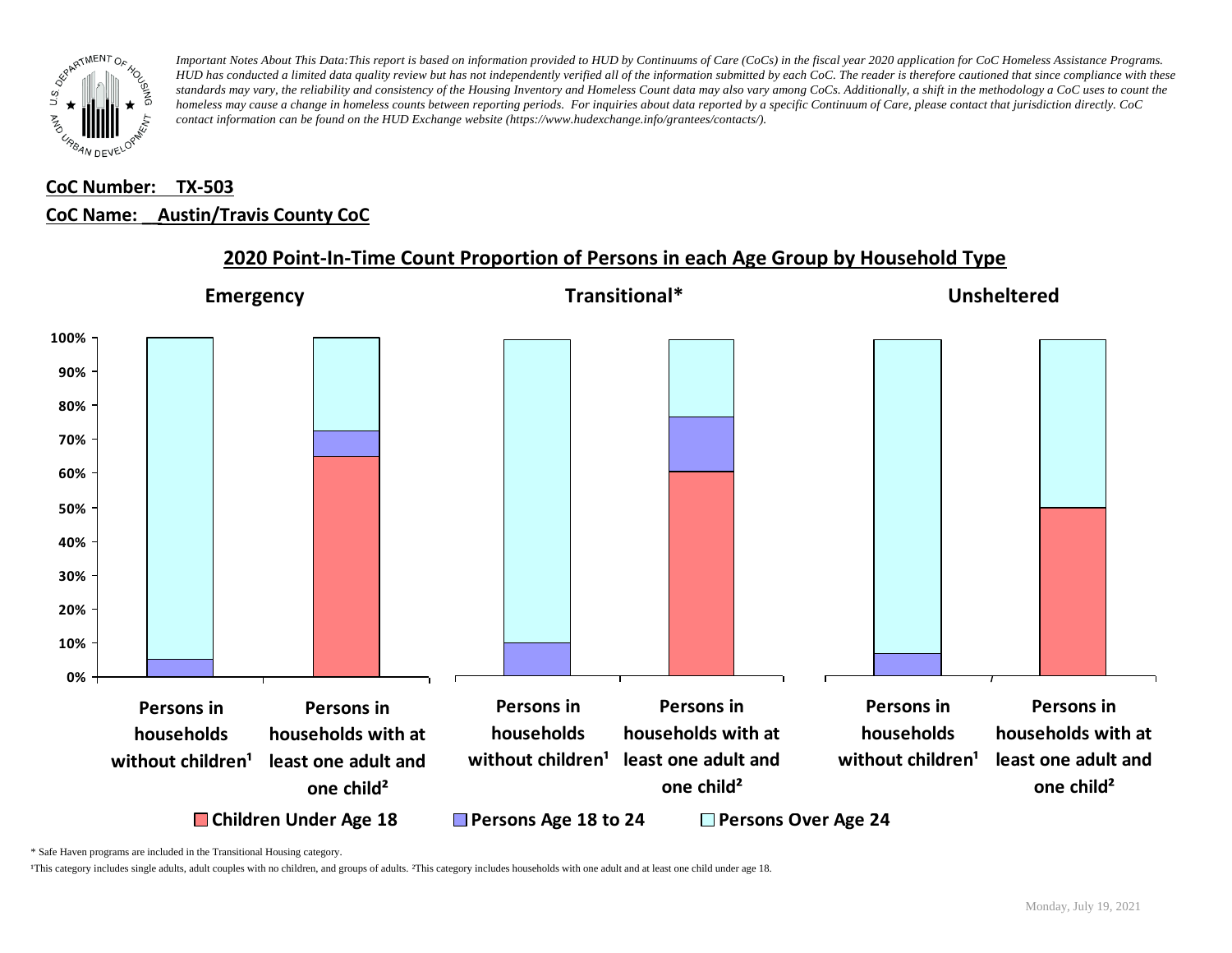*Important Notes About This Data:This report is based on information provided to HUD by Continuums of Care (CoCs) in the fiscal year 2020 application for CoC Homeless Assistance Programs. HUD has conducted a limited data quality review but has not independently verified all of the information submitted by each CoC. The reader is therefore cautioned that since compliance with these standards may vary, the reliability and consistency of the Housing Inventory and Homeless Count data may also vary among CoCs. Additionally, a shift in the methodology a CoC uses to count the homeless may cause a change in homeless counts between reporting periods. For inquiries about data reported by a specific Continuum of Care, please contact that jurisdiction directly. CoC contact information can be found on the HUD Exchange website (https://www.hudexchange.info/grantees/contacts/).*

**CoC Number: TX-503**

**CoC Name: Austin/Travis County CoC**

## 2020 Point-In-Time Count Proportion of Persons in each Age Group by Household Type

**Emergency** | **Transitional*** | **Unsheltered**

100%, 90%, 80%, 70%, 60%, 50%, 40%, 30%, 20%, 10%, 0%

Persons in households without children¹ | Persons in households with at least one adult and one child² | Persons in households without children¹ | Persons in households with at least one adult and one child² | Persons in households without children¹ | Persons in households with at least one adult and one child²

☐ Children Under Age 18 ☐ Persons Age 18 to 24 ☐ Persons Over Age 24

\* Safe Haven programs are included in the Transitional Housing category.

¹This category includes single adults, adult couples with no children, and groups of adults. ²This category includes households with one adult and at least one child under age 18.

Monday, July 19, 2021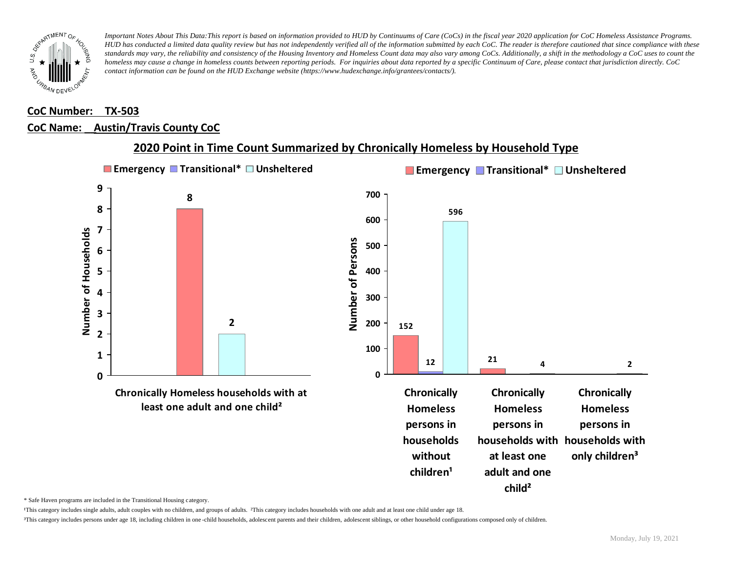*Important Notes About This Data:This report is based on information provided to HUD by Continuums of Care (CoCs) in the fiscal year 2020 application for CoC Homeless Assistance Programs. HUD has conducted a limited data quality review but has not independently verified all of the information submitted by each CoC. The reader is therefore cautioned that since compliance with these standards may vary, the reliability and consistency of the Housing Inventory and Homeless Count data may also vary among CoCs. Additionally, a shift in the methodology a CoC uses to count the homeless may cause a change in homeless counts between reporting periods. For inquiries about data reported by a specific Continuum of Care, please contact that jurisdiction directly. CoC contact information can be found on the HUD Exchange website (https://www.hudexchange.info/grantees/contacts/).*

**CoC Number: TX-503**

**CoC Name: Austin/Travis County CoC**

## 2020 Point in Time Count Summarized by Chronically Homeless by Household Type

**Number of Households**

| | Emergency | Transitional* | Unsheltered |
|---|---|---|---|
| Chronically Homeless households with at least one adult and one child² | 8 | | 2 |

**Number of Persons**

| | Emergency | Transitional* | Unsheltered |
|---|---|---|---|
| Chronically Homeless persons in households without children¹ | 152 | 12 | 596 |
| Chronically Homeless persons in households with at least one adult and one child² | 21 | | 4 |
| Chronically Homeless persons in households with only children³ | | | 2 |

\* Safe Haven programs are included in the Transitional Housing category.

¹This category includes single adults, adult couples with no children, and groups of adults. ²This category includes households with one adult and at least one child under age 18.

³This category includes persons under age 18, including children in one-child households, adolescent parents and their children, adolescent siblings, or other household configurations composed only of children.

Monday, July 19, 2021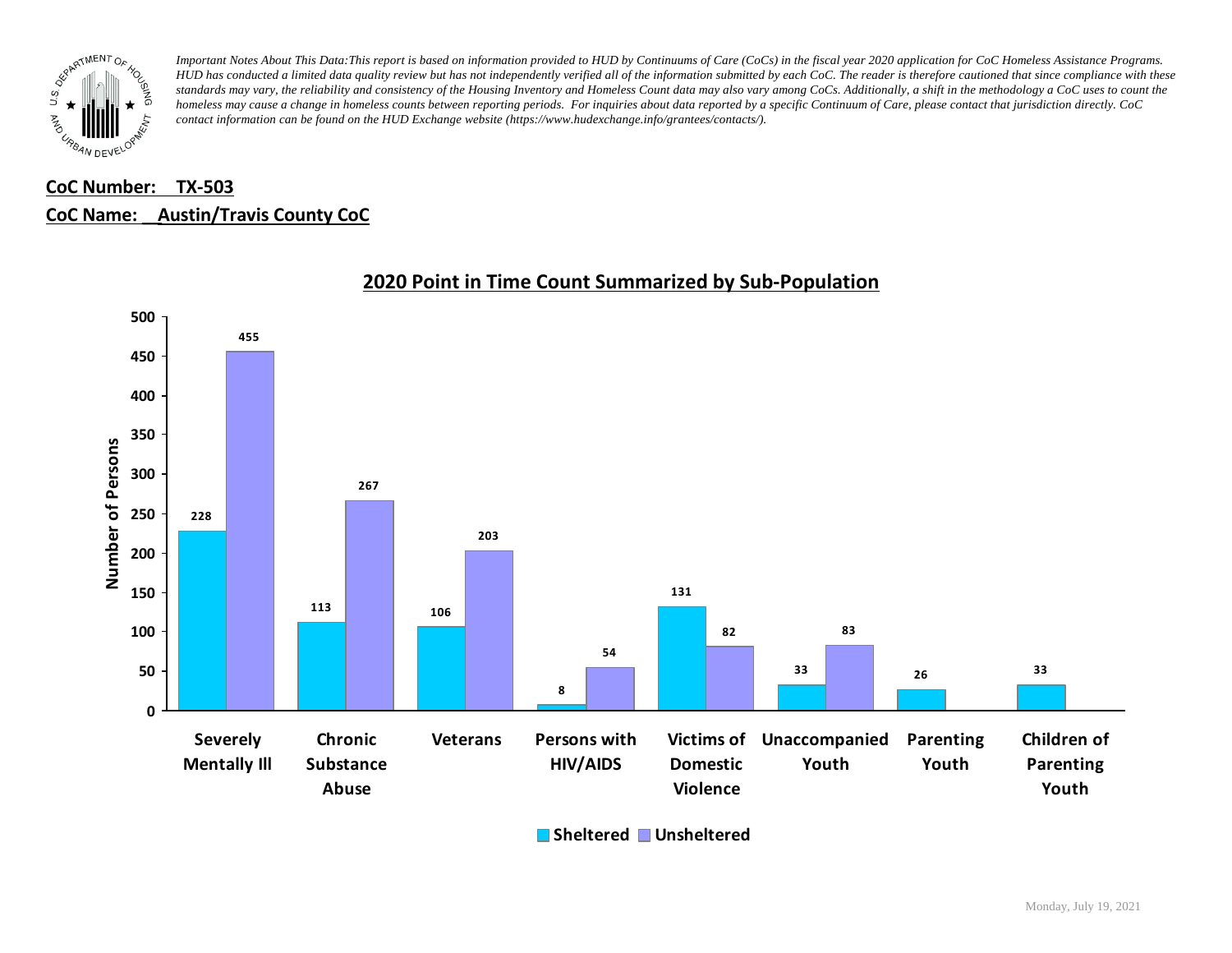*Important Notes About This Data: This report is based on information provided to HUD by Continuums of Care (CoCs) in the fiscal year 2020 application for CoC Homeless Assistance Programs. HUD has conducted a limited data quality review but has not independently verified all of the information submitted by each CoC. The reader is therefore cautioned that since compliance with these standards may vary, the reliability and consistency of the Housing Inventory and Homeless Count data may also vary among CoCs. Additionally, a shift in the methodology a CoC uses to count the homeless may cause a change in homeless counts between reporting periods. For inquiries about data reported by a specific Continuum of Care, please contact that jurisdiction directly. CoC contact information can be found on the HUD Exchange website (https://www.hudexchange.info/grantees/contacts/).*

**CoC Number: TX-503**

**CoC Name: Austin/Travis County CoC**

## 2020 Point in Time Count Summarized by Sub-Population

Number of Persons

0
50
100
150
200
250
300
350
400
450
500

Severely Mentally Ill: 228, 455
Chronic Substance Abuse: 113, 267
Veterans: 106, 203
Persons with HIV/AIDS: 8, 54
Victims of Domestic Violence: 131, 82
Unaccompanied Youth: 33, 83
Parenting Youth: 26
Children of Parenting Youth: 33

Sheltered
Unsheltered

Monday, July 19, 2021